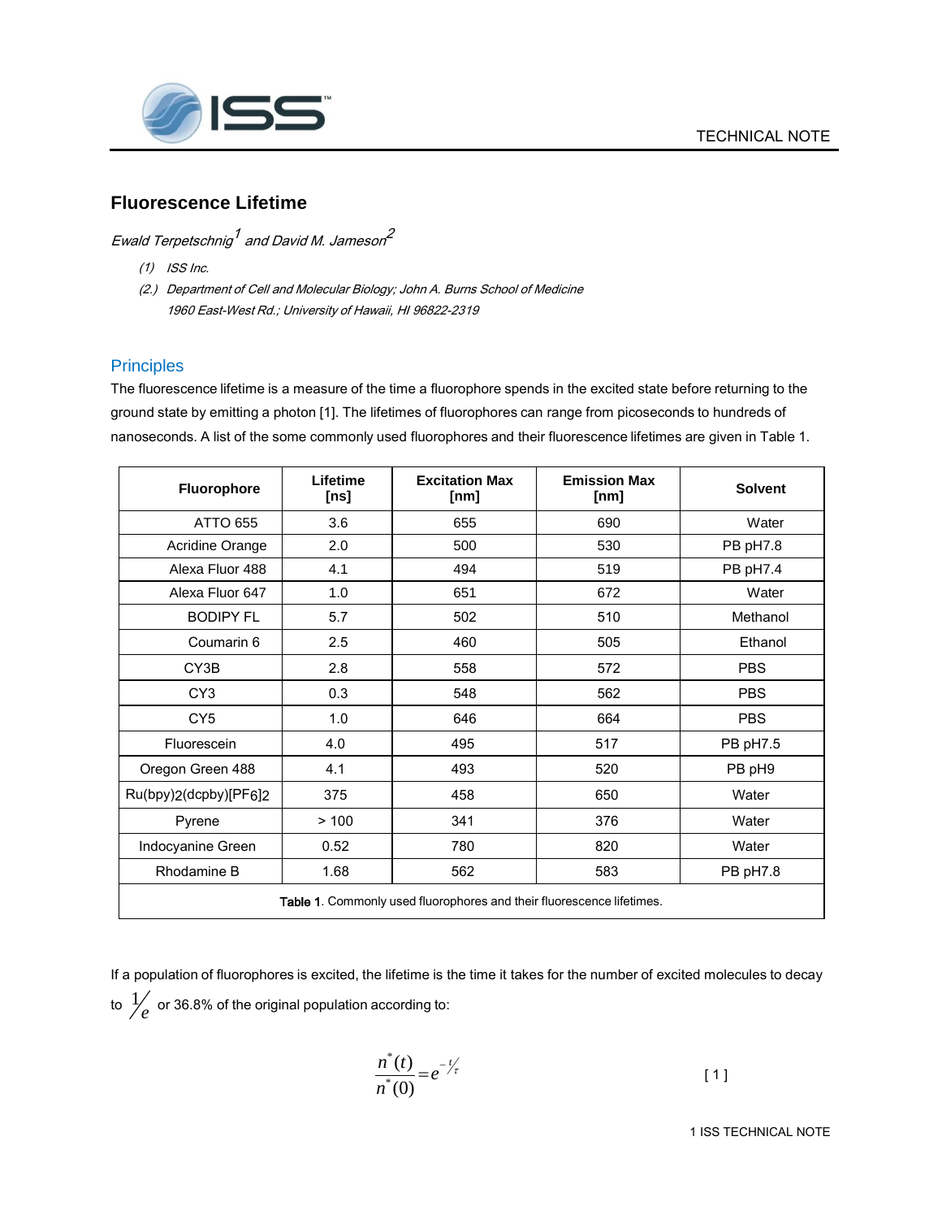# Fluorescence Lifetime

*Ewald Terpetschnig[1] and David M. Jameson[2]*

*(1) ISS Inc.*

*(2.) Department of Cell and Molecular Biology; John A. Burns School of Medicine 1960 East-West Rd.; University of Hawaii, HI 96822-2319*

## Principles

The fluorescence lifetime is a measure of the time a fluorophore spends in the excited state before returning to the ground state by emitting a photon [1]. The lifetimes of fluorophores can range from picoseconds to hundreds of nanoseconds. A list of the some commonly used fluorophores and their fluorescence lifetimes are given in Table 1.

| Fluorophore | Lifetime [ns] | Excitation Max [nm] | Emission Max [nm] | Solvent |
|---|---|---|---|---|
| ATTO 655 | 3.6 | 655 | 690 | Water |
| Acridine Orange | 2.0 | 500 | 530 | PB pH7.8 |
| Alexa Fluor 488 | 4.1 | 494 | 519 | PB pH7.4 |
| Alexa Fluor 647 | 1.0 | 651 | 672 | Water |
| BODIPY FL | 5.7 | 502 | 510 | Methanol |
| Coumarin 6 | 2.5 | 460 | 505 | Ethanol |
| CY3B | 2.8 | 558 | 572 | PBS |
| CY3 | 0.3 | 548 | 562 | PBS |
| CY5 | 1.0 | 646 | 664 | PBS |
| Fluorescein | 4.0 | 495 | 517 | PB pH7.5 |
| Oregon Green 488 | 4.1 | 493 | 520 | PB pH9 |
| $Ru(bpy)_2(dcpby)[PF_6]_2$ | 375 | 458 | 650 | Water |
| Pyrene | > 100 | 341 | 376 | Water |
| Indocyanine Green | 0.52 | 780 | 820 | Water |
| Rhodamine B | 1.68 | 562 | 583 | PB pH7.8 |

**Table 1**. Commonly used fluorophores and their fluorescence lifetimes.

If a population of fluorophores is excited, the lifetime is the time it takes for the number of excited molecules to decay to $1/e$ or 36.8% of the original population according to:

$$\frac{n^*(t)}{n^*(0)} = e^{-t/\tau} \qquad [1]$$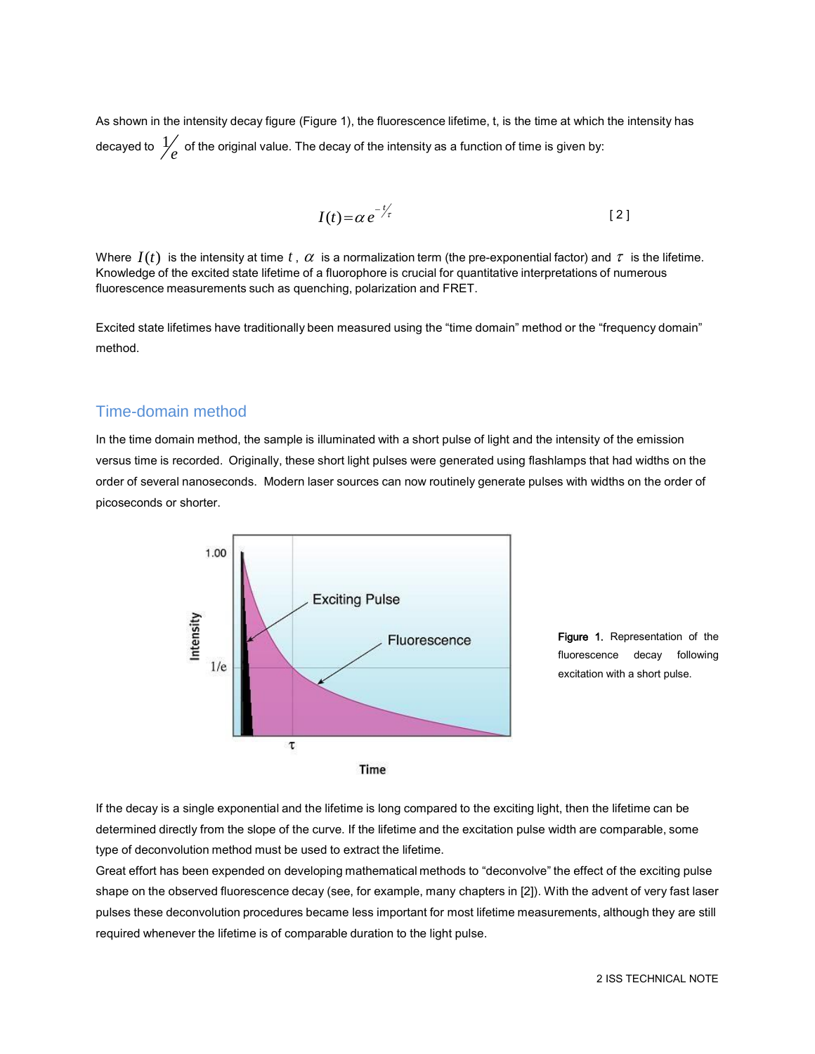As shown in the intensity decay figure (Figure 1), the fluorescence lifetime, t, is the time at which the intensity has decayed to $1/e$ of the original value. The decay of the intensity as a function of time is given by:

$$I(t) = \alpha e^{-t/\tau} \quad [2]$$

Where $I(t)$ is the intensity at time $t$, $\alpha$ is a normalization term (the pre-exponential factor) and $\tau$ is the lifetime. Knowledge of the excited state lifetime of a fluorophore is crucial for quantitative interpretations of numerous fluorescence measurements such as quenching, polarization and FRET.

Excited state lifetimes have traditionally been measured using the "time domain" method or the "frequency domain" method.

## Time-domain method

In the time domain method, the sample is illuminated with a short pulse of light and the intensity of the emission versus time is recorded. Originally, these short light pulses were generated using flashlamps that had widths on the order of several nanoseconds. Modern laser sources can now routinely generate pulses with widths on the order of picoseconds or shorter.

1.00

Intensity

1/e

Exciting Pulse

Fluorescence

τ

Time

**Figure 1.** Representation of the fluorescence decay following excitation with a short pulse.

If the decay is a single exponential and the lifetime is long compared to the exciting light, then the lifetime can be determined directly from the slope of the curve. If the lifetime and the excitation pulse width are comparable, some type of deconvolution method must be used to extract the lifetime.

Great effort has been expended on developing mathematical methods to "deconvolve" the effect of the exciting pulse shape on the observed fluorescence decay (see, for example, many chapters in [2]). With the advent of very fast laser pulses these deconvolution procedures became less important for most lifetime measurements, although they are still required whenever the lifetime is of comparable duration to the light pulse.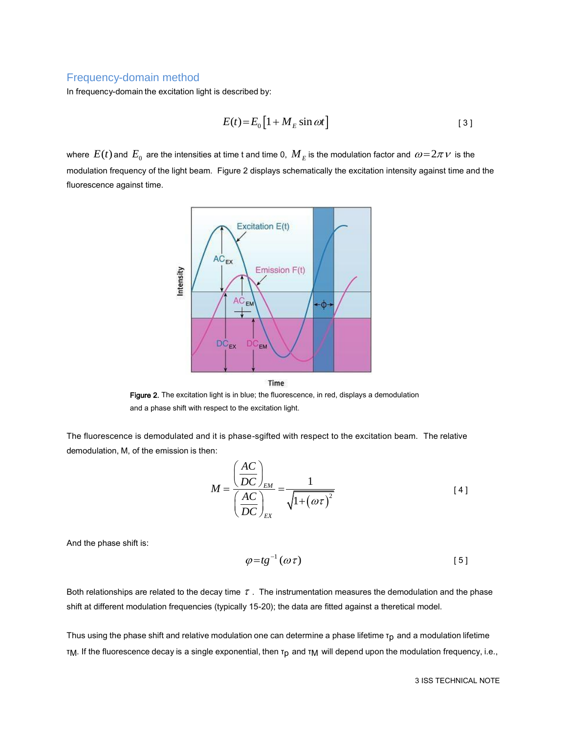## Frequency-domain method

In frequency-domain the excitation light is described by:

$$E(t) = E_0\left[1 + M_E \sin\omega t\right] \quad [3]$$

where $E(t)$ and $E_0$ are the intensities at time t and time 0, $M_E$ is the modulation factor and $\omega = 2\pi\nu$ is the modulation frequency of the light beam. Figure 2 displays schematically the excitation intensity against time and the fluorescence against time.

Excitation E(t)

Emission F(t)

$AC_{EX}$

$AC_{EM}$

$DC_{EX}$

$DC_{EM}$

$\phi$

Intensity

Time

**Figure 2.** The excitation light is in blue; the fluorescence, in red, displays a demodulation and a phase shift with respect to the excitation light.

The fluorescence is demodulated and it is phase-sgifted with respect to the excitation beam. The relative demodulation, M, of the emission is then:

$$M = \frac{\left(\frac{AC}{DC}\right)_{EM}}{\left(\frac{AC}{DC}\right)_{EX}} = \frac{1}{\sqrt{1 + (\omega\tau)^2}} \quad [4]$$

And the phase shift is:

$$\varphi = tg^{-1}(\omega\tau) \quad [5]$$

Both relationships are related to the decay time $\tau$. The instrumentation measures the demodulation and the phase shift at different modulation frequencies (typically 15-20); the data are fitted against a theretical model.

Thus using the phase shift and relative modulation one can determine a phase lifetime $\tau_P$ and a modulation lifetime $\tau_M$. If the fluorescence decay is a single exponential, then $\tau_P$ and $\tau_M$ will depend upon the modulation frequency, i.e.,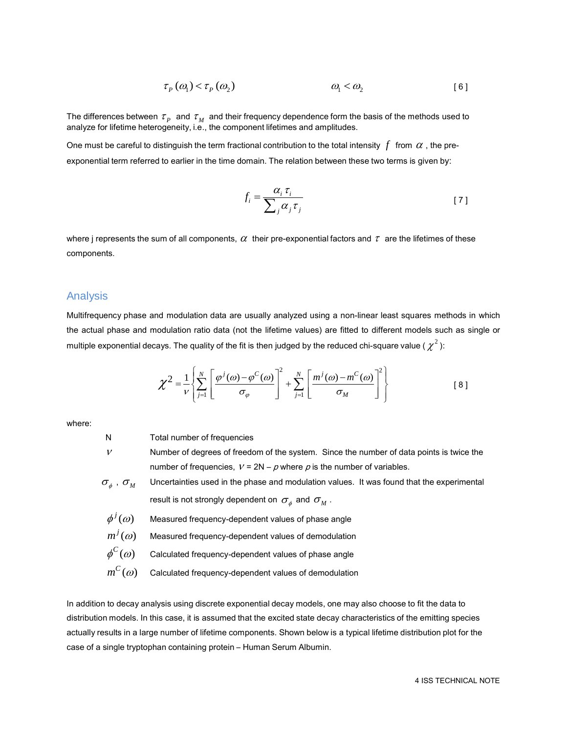$$\tau_P(\omega_1) < \tau_P(\omega_2) \qquad\qquad \omega_1 < \omega_2 \tag{6}$$

The differences between $\tau_P$ and $\tau_M$ and their frequency dependence form the basis of the methods used to analyze for lifetime heterogeneity, i.e., the component lifetimes and amplitudes.

One must be careful to distinguish the term fractional contribution to the total intensity $f$ from $\alpha$, the pre-exponential term referred to earlier in the time domain. The relation between these two terms is given by:

$$f_i = \frac{\alpha_i \tau_i}{\sum_j \alpha_j \tau_j} \tag{7}$$

where j represents the sum of all components, $\alpha$ their pre-exponential factors and $\tau$ are the lifetimes of these components.

## Analysis

Multifrequency phase and modulation data are usually analyzed using a non-linear least squares methods in which the actual phase and modulation ratio data (not the lifetime values) are fitted to different models such as single or multiple exponential decays. The quality of the fit is then judged by the reduced chi-square value ($\chi^2$):

$$\chi^2 = \frac{1}{\nu}\left\{\sum_{j=1}^{N}\left[\frac{\varphi^j(\omega)-\varphi^C(\omega)}{\sigma_\varphi}\right]^2 + \sum_{j=1}^{N}\left[\frac{m^j(\omega)-m^C(\omega)}{\sigma_M}\right]^2\right\} \tag{8}$$

where:

- $N$ — Total number of frequencies
- $\nu$ — Number of degrees of freedom of the system. Since the number of data points is twice the number of frequencies, $\nu = 2N - p$ where $p$ is the number of variables.
- $\sigma_\phi$, $\sigma_M$ — Uncertainties used in the phase and modulation values. It was found that the experimental result is not strongly dependent on $\sigma_\phi$ and $\sigma_M$.
- $\phi^j(\omega)$ — Measured frequency-dependent values of phase angle
- $m^j(\omega)$ — Measured frequency-dependent values of demodulation
- $\phi^C(\omega)$ — Calculated frequency-dependent values of phase angle
- $m^C(\omega)$ — Calculated frequency-dependent values of demodulation

In addition to decay analysis using discrete exponential decay models, one may also choose to fit the data to distribution models. In this case, it is assumed that the excited state decay characteristics of the emitting species actually results in a large number of lifetime components. Shown below is a typical lifetime distribution plot for the case of a single tryptophan containing protein – Human Serum Albumin.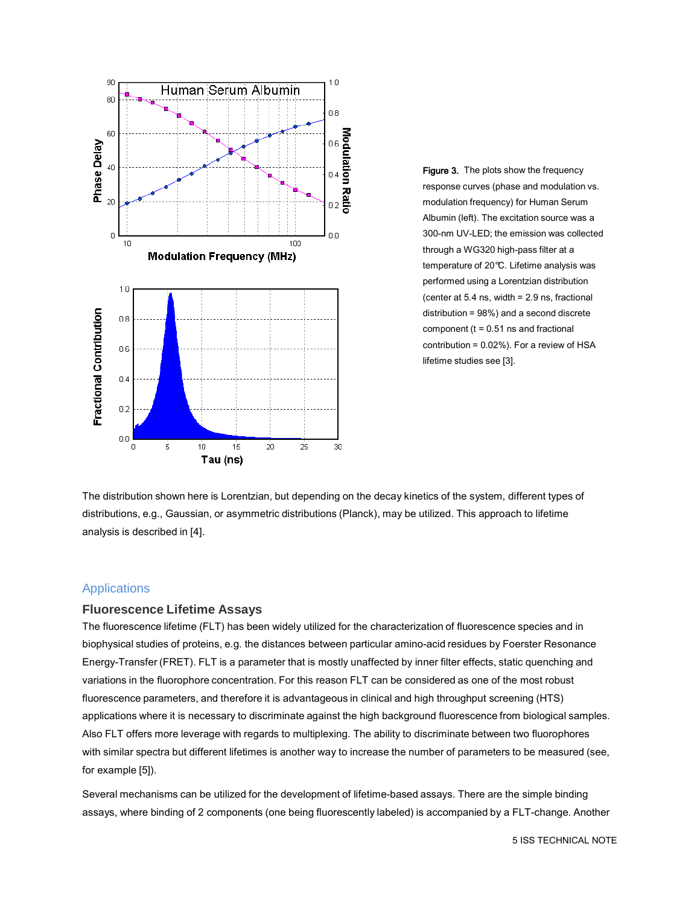Human Serum Albumin

Phase Delay

Modulation Ratio

Modulation Frequency (MHz)

90
80
60
40
20
0

1.0
0.8
0.6
0.4
0.2
0.0

10
100

Fractional Contribution

Tau (ns)

1.0
0.8
0.6
0.4
0.2
0.0

0
5
10
15
20
25
30

**Figure 3.** The plots show the frequency response curves (phase and modulation vs. modulation frequency) for Human Serum Albumin (left). The excitation source was a 300-nm UV-LED; the emission was collected through a WG320 high-pass filter at a temperature of 20℃. Lifetime analysis was performed using a Lorentzian distribution (center at 5.4 ns, width = 2.9 ns, fractional distribution = 98%) and a second discrete component (t = 0.51 ns and fractional contribution = 0.02%). For a review of HSA lifetime studies see [3].

The distribution shown here is Lorentzian, but depending on the decay kinetics of the system, different types of distributions, e.g., Gaussian, or asymmetric distributions (Planck), may be utilized. This approach to lifetime analysis is described in [4].

## Applications

### Fluorescence Lifetime Assays

The fluorescence lifetime (FLT) has been widely utilized for the characterization of fluorescence species and in biophysical studies of proteins, e.g. the distances between particular amino-acid residues by Foerster Resonance Energy-Transfer (FRET). FLT is a parameter that is mostly unaffected by inner filter effects, static quenching and variations in the fluorophore concentration. For this reason FLT can be considered as one of the most robust fluorescence parameters, and therefore it is advantageous in clinical and high throughput screening (HTS) applications where it is necessary to discriminate against the high background fluorescence from biological samples. Also FLT offers more leverage with regards to multiplexing. The ability to discriminate between two fluorophores with similar spectra but different lifetimes is another way to increase the number of parameters to be measured (see, for example [5]).

Several mechanisms can be utilized for the development of lifetime-based assays. There are the simple binding assays, where binding of 2 components (one being fluorescently labeled) is accompanied by a FLT-change. Another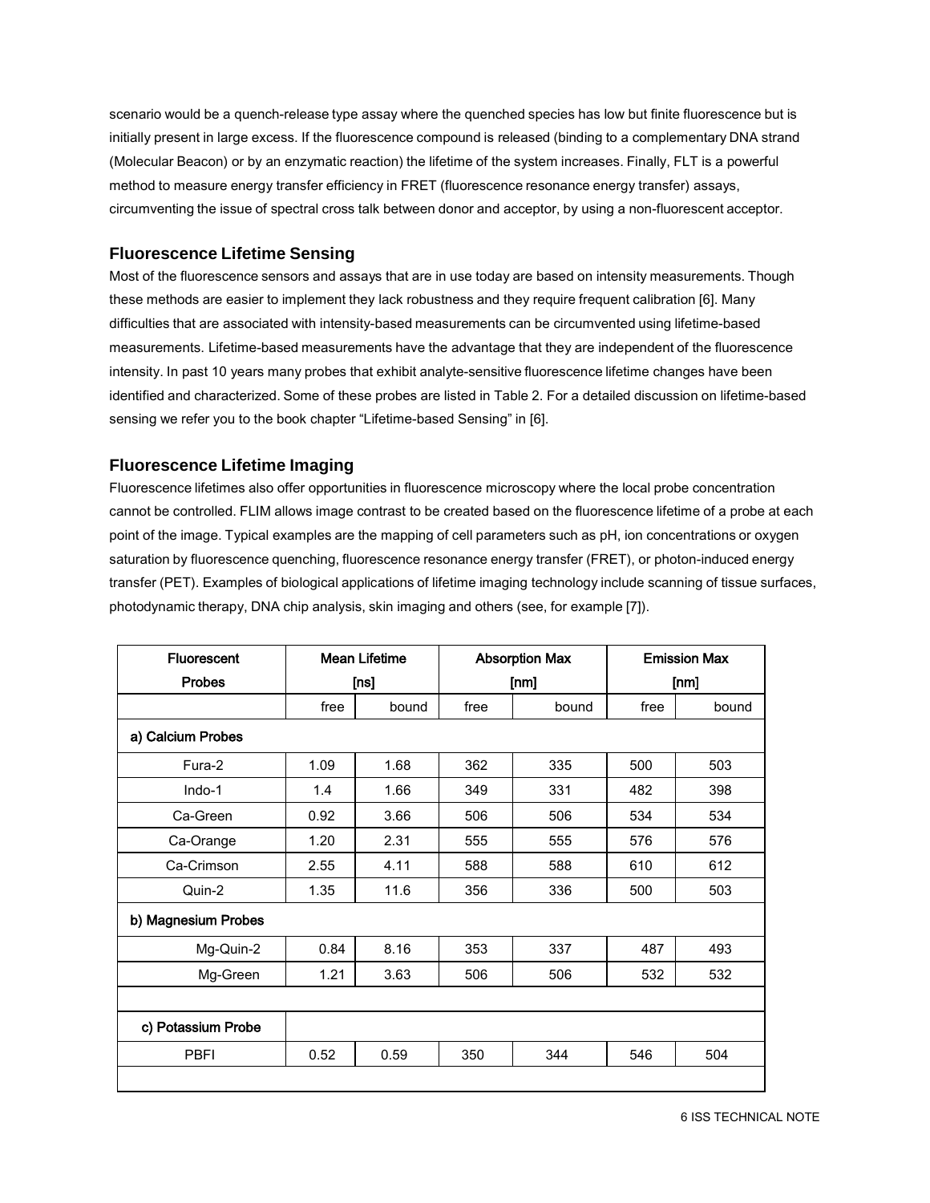scenario would be a quench-release type assay where the quenched species has low but finite fluorescence but is initially present in large excess. If the fluorescence compound is released (binding to a complementary DNA strand (Molecular Beacon) or by an enzymatic reaction) the lifetime of the system increases. Finally, FLT is a powerful method to measure energy transfer efficiency in FRET (fluorescence resonance energy transfer) assays, circumventing the issue of spectral cross talk between donor and acceptor, by using a non-fluorescent acceptor.

## Fluorescence Lifetime Sensing

Most of the fluorescence sensors and assays that are in use today are based on intensity measurements. Though these methods are easier to implement they lack robustness and they require frequent calibration [6]. Many difficulties that are associated with intensity-based measurements can be circumvented using lifetime-based measurements. Lifetime-based measurements have the advantage that they are independent of the fluorescence intensity. In past 10 years many probes that exhibit analyte-sensitive fluorescence lifetime changes have been identified and characterized. Some of these probes are listed in Table 2. For a detailed discussion on lifetime-based sensing we refer you to the book chapter "Lifetime-based Sensing" in [6].

## Fluorescence Lifetime Imaging

Fluorescence lifetimes also offer opportunities in fluorescence microscopy where the local probe concentration cannot be controlled. FLIM allows image contrast to be created based on the fluorescence lifetime of a probe at each point of the image. Typical examples are the mapping of cell parameters such as pH, ion concentrations or oxygen saturation by fluorescence quenching, fluorescence resonance energy transfer (FRET), or photon-induced energy transfer (PET). Examples of biological applications of lifetime imaging technology include scanning of tissue surfaces, photodynamic therapy, DNA chip analysis, skin imaging and others (see, for example [7]).

| Fluorescent Probes | Mean Lifetime [ns] | | Absorption Max [nm] | | Emission Max [nm] | |
|---|---|---|---|---|---|---|
| | free | bound | free | bound | free | bound |
| **a) Calcium Probes** | | | | | | |
| Fura-2 | 1.09 | 1.68 | 362 | 335 | 500 | 503 |
| Indo-1 | 1.4 | 1.66 | 349 | 331 | 482 | 398 |
| Ca-Green | 0.92 | 3.66 | 506 | 506 | 534 | 534 |
| Ca-Orange | 1.20 | 2.31 | 555 | 555 | 576 | 576 |
| Ca-Crimson | 2.55 | 4.11 | 588 | 588 | 610 | 612 |
| Quin-2 | 1.35 | 11.6 | 356 | 336 | 500 | 503 |
| **b) Magnesium Probes** | | | | | | |
| Mg-Quin-2 | 0.84 | 8.16 | 353 | 337 | 487 | 493 |
| Mg-Green | 1.21 | 3.63 | 506 | 506 | 532 | 532 |
| | | | | | | |
| **c) Potassium Probe** | | | | | | |
| PBFI | 0.52 | 0.59 | 350 | 344 | 546 | 504 |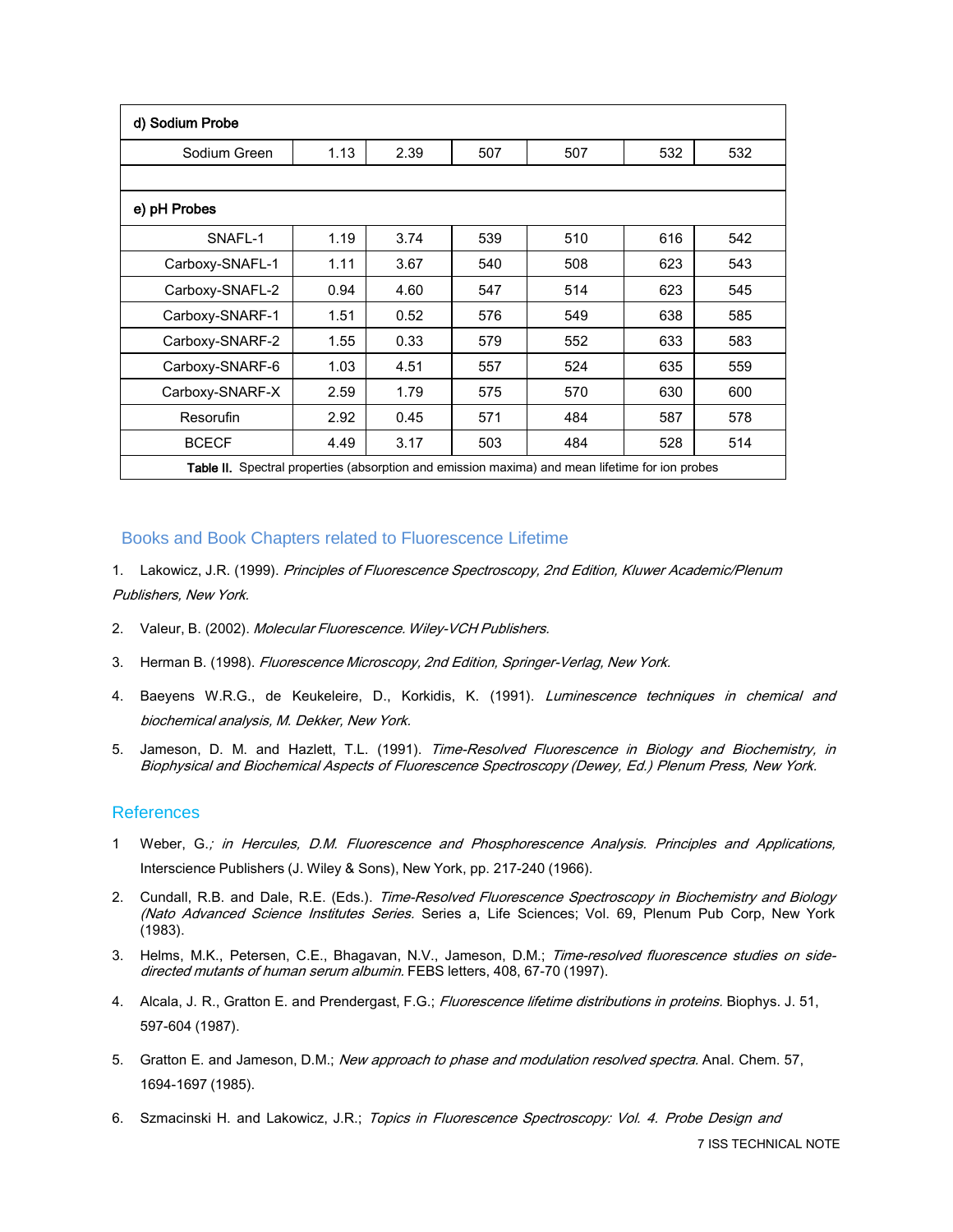| | | | | | | |
|---|---|---|---|---|---|---|
| **d) Sodium Probe** | | | | | | |
| Sodium Green | 1.13 | 2.39 | 507 | 507 | 532 | 532 |
| | | | | | | |
| **e) pH Probes** | | | | | | |
| SNAFL-1 | 1.19 | 3.74 | 539 | 510 | 616 | 542 |
| Carboxy-SNAFL-1 | 1.11 | 3.67 | 540 | 508 | 623 | 543 |
| Carboxy-SNAFL-2 | 0.94 | 4.60 | 547 | 514 | 623 | 545 |
| Carboxy-SNARF-1 | 1.51 | 0.52 | 576 | 549 | 638 | 585 |
| Carboxy-SNARF-2 | 1.55 | 0.33 | 579 | 552 | 633 | 583 |
| Carboxy-SNARF-6 | 1.03 | 4.51 | 557 | 524 | 635 | 559 |
| Carboxy-SNARF-X | 2.59 | 1.79 | 575 | 570 | 630 | 600 |
| Resorufin | 2.92 | 0.45 | 571 | 484 | 587 | 578 |
| BCECF | 4.49 | 3.17 | 503 | 484 | 528 | 514 |

**Table II.** Spectral properties (absorption and emission maxima) and mean lifetime for ion probes

## Books and Book Chapters related to Fluorescence Lifetime

1. Lakowicz, J.R. (1999). *Principles of Fluorescence Spectroscopy, 2nd Edition, Kluwer Academic/Plenum Publishers, New York.*
2. Valeur, B. (2002). *Molecular Fluorescence. Wiley-VCH Publishers.*
3. Herman B. (1998). *Fluorescence Microscopy, 2nd Edition, Springer-Verlag, New York.*
4. Baeyens W.R.G., de Keukeleire, D., Korkidis, K. (1991). *Luminescence techniques in chemical and biochemical analysis, M. Dekker, New York.*
5. Jameson, D. M. and Hazlett, T.L. (1991). *Time-Resolved Fluorescence in Biology and Biochemistry, in Biophysical and Biochemical Aspects of Fluorescence Spectroscopy (Dewey, Ed.) Plenum Press, New York.*

## References

1. Weber, G.*; in Hercules, D.M. Fluorescence and Phosphorescence Analysis. Principles and Applications,* Interscience Publishers (J. Wiley & Sons), New York, pp. 217-240 (1966).
2. Cundall, R.B. and Dale, R.E. (Eds.). *Time-Resolved Fluorescence Spectroscopy in Biochemistry and Biology (Nato Advanced Science Institutes Series.* Series a, Life Sciences; Vol. 69, Plenum Pub Corp, New York (1983).
3. Helms, M.K., Petersen, C.E., Bhagavan, N.V., Jameson, D.M.; *Time-resolved fluorescence studies on side-directed mutants of human serum albumin.* FEBS letters, 408, 67-70 (1997).
4. Alcala, J. R., Gratton E. and Prendergast, F.G.; *Fluorescence lifetime distributions in proteins.* Biophys. J. 51, 597-604 (1987).
5. Gratton E. and Jameson, D.M.; *New approach to phase and modulation resolved spectra.* Anal. Chem. 57, 1694-1697 (1985).
6. Szmacinski H. and Lakowicz, J.R.; *Topics in Fluorescence Spectroscopy: Vol. 4. Probe Design and*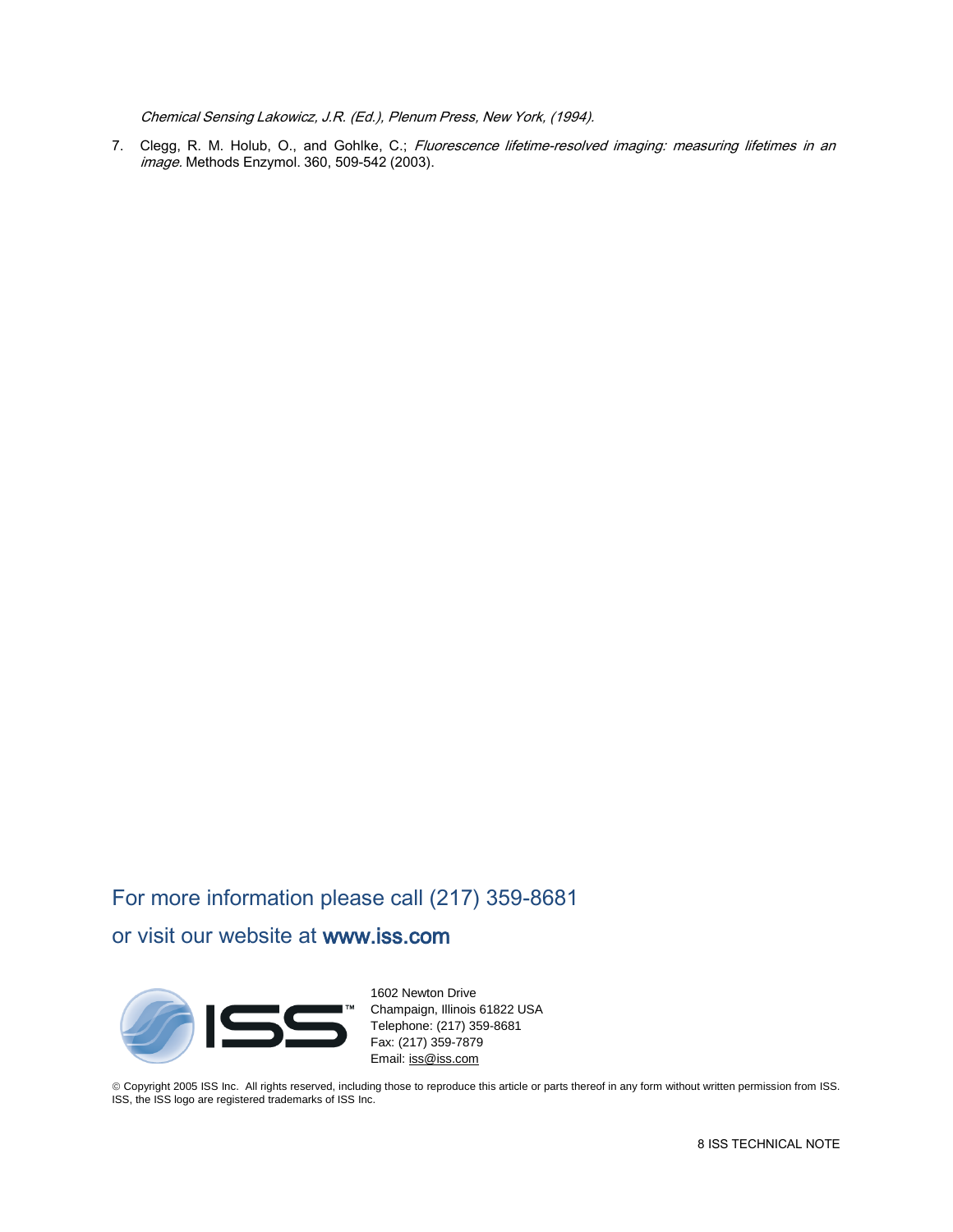*Chemical Sensing Lakowicz, J.R. (Ed.), Plenum Press, New York, (1994).*

7. Clegg, R. M. Holub, O., and Gohlke, C.; *Fluorescence lifetime-resolved imaging: measuring lifetimes in an image.* Methods Enzymol. 360, 509-542 (2003).

For more information please call (217) 359-8681

or visit our website at **www.iss.com**

1602 Newton Drive
Champaign, Illinois 61822 USA
Telephone: (217) 359-8681
Fax: (217) 359-7879
Email: iss@iss.com

© Copyright 2005 ISS Inc. All rights reserved, including those to reproduce this article or parts thereof in any form without written permission from ISS. ISS, the ISS logo are registered trademarks of ISS Inc.